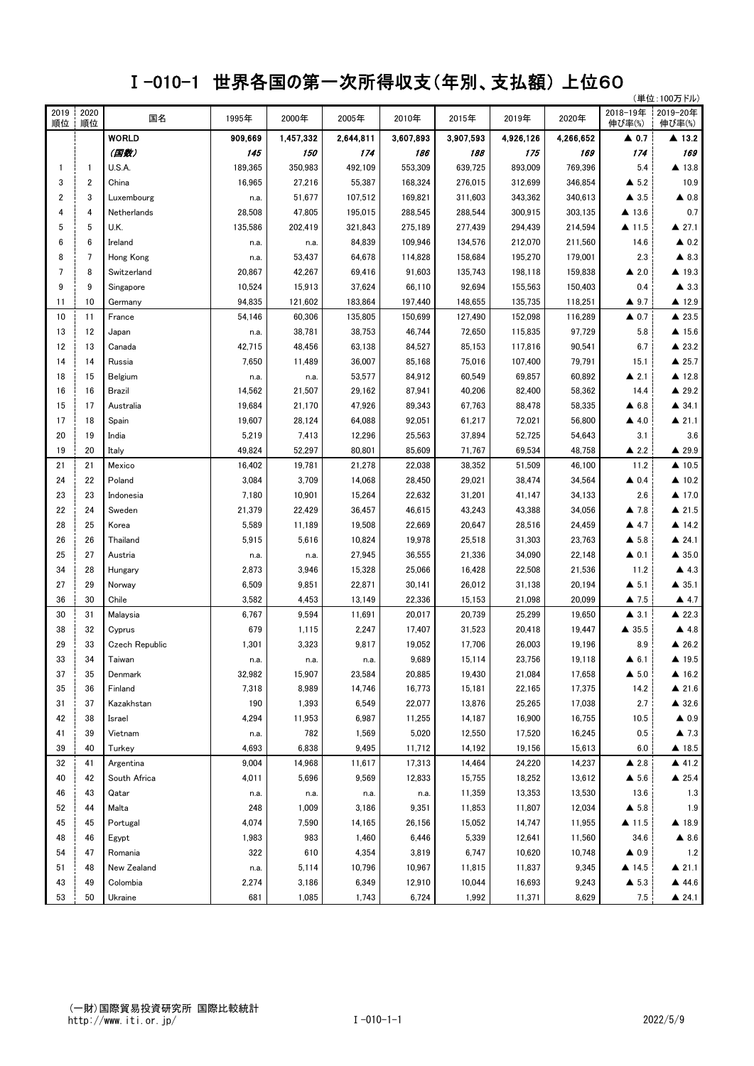# Ｉ-010-1　世界各国の第一次所得収支（年別、支払額）上位60

（単位：100万ドル）

| 2019順位 | 2020順位 | 国名 | 1995年 | 2000年 | 2005年 | 2010年 | 2015年 | 2019年 | 2020年 | 2018-19年伸び率(%) | 2019-20年伸び率(%) |
|---|---|---|---|---|---|---|---|---|---|---|---|
| | | **WORLD** | **909,669** | **1,457,332** | **2,644,811** | **3,607,893** | **3,907,593** | **4,926,126** | **4,266,652** | **▲ 0.7** | **▲ 13.2** |
| | | ***(国数)*** | ***145*** | ***150*** | ***174*** | ***186*** | ***188*** | ***175*** | ***169*** | ***174*** | ***169*** |
| 1 | 1 | U.S.A. | 189,365 | 350,983 | 492,109 | 553,309 | 639,725 | 893,009 | 769,396 | 5.4 | ▲ 13.8 |
| 3 | 2 | China | 16,965 | 27,216 | 55,387 | 168,324 | 276,015 | 312,699 | 346,854 | ▲ 5.2 | 10.9 |
| 2 | 3 | Luxembourg | n.a. | 51,677 | 107,512 | 169,821 | 311,603 | 343,362 | 340,613 | ▲ 3.5 | ▲ 0.8 |
| 4 | 4 | Netherlands | 28,508 | 47,805 | 195,015 | 288,545 | 288,544 | 300,915 | 303,135 | ▲ 13.6 | 0.7 |
| 5 | 5 | U.K. | 135,586 | 202,419 | 321,843 | 275,189 | 277,439 | 294,439 | 214,594 | ▲ 11.5 | ▲ 27.1 |
| 6 | 6 | Ireland | n.a. | n.a. | 84,839 | 109,946 | 134,576 | 212,070 | 211,560 | 14.6 | ▲ 0.2 |
| 8 | 7 | Hong Kong | n.a. | 53,437 | 64,678 | 114,828 | 158,684 | 195,270 | 179,001 | 2.3 | ▲ 8.3 |
| 7 | 8 | Switzerland | 20,867 | 42,267 | 69,416 | 91,603 | 135,743 | 198,118 | 159,838 | ▲ 2.0 | ▲ 19.3 |
| 9 | 9 | Singapore | 10,524 | 15,913 | 37,624 | 66,110 | 92,694 | 155,563 | 150,403 | 0.4 | ▲ 3.3 |
| 11 | 10 | Germany | 94,835 | 121,602 | 183,864 | 197,440 | 148,655 | 135,735 | 118,251 | ▲ 9.7 | ▲ 12.9 |
| 10 | 11 | France | 54,146 | 60,306 | 135,805 | 150,699 | 127,490 | 152,098 | 116,289 | ▲ 0.7 | ▲ 23.5 |
| 13 | 12 | Japan | n.a. | 38,781 | 38,753 | 46,744 | 72,650 | 115,835 | 97,729 | 5.8 | ▲ 15.6 |
| 12 | 13 | Canada | 42,715 | 48,456 | 63,138 | 84,527 | 85,153 | 117,816 | 90,541 | 6.7 | ▲ 23.2 |
| 14 | 14 | Russia | 7,650 | 11,489 | 36,007 | 85,168 | 75,016 | 107,400 | 79,791 | 15.1 | ▲ 25.7 |
| 18 | 15 | Belgium | n.a. | n.a. | 53,577 | 84,912 | 60,549 | 69,857 | 60,892 | ▲ 2.1 | ▲ 12.8 |
| 16 | 16 | Brazil | 14,562 | 21,507 | 29,162 | 87,941 | 40,206 | 82,400 | 58,362 | 14.4 | ▲ 29.2 |
| 15 | 17 | Australia | 19,684 | 21,170 | 47,926 | 89,343 | 67,763 | 88,478 | 58,335 | ▲ 6.8 | ▲ 34.1 |
| 17 | 18 | Spain | 19,607 | 28,124 | 64,088 | 92,051 | 61,217 | 72,021 | 56,800 | ▲ 4.0 | ▲ 21.1 |
| 20 | 19 | India | 5,219 | 7,413 | 12,296 | 25,563 | 37,894 | 52,725 | 54,643 | 3.1 | 3.6 |
| 19 | 20 | Italy | 49,824 | 52,297 | 80,801 | 85,609 | 71,767 | 69,534 | 48,758 | ▲ 2.2 | ▲ 29.9 |
| 21 | 21 | Mexico | 16,402 | 19,781 | 21,278 | 22,038 | 38,352 | 51,509 | 46,100 | 11.2 | ▲ 10.5 |
| 24 | 22 | Poland | 3,084 | 3,709 | 14,068 | 28,450 | 29,021 | 38,474 | 34,564 | ▲ 0.4 | ▲ 10.2 |
| 23 | 23 | Indonesia | 7,180 | 10,901 | 15,264 | 22,632 | 31,201 | 41,147 | 34,133 | 2.6 | ▲ 17.0 |
| 22 | 24 | Sweden | 21,379 | 22,429 | 36,457 | 46,615 | 43,243 | 43,388 | 34,056 | ▲ 7.8 | ▲ 21.5 |
| 28 | 25 | Korea | 5,589 | 11,189 | 19,508 | 22,669 | 20,647 | 28,516 | 24,459 | ▲ 4.7 | ▲ 14.2 |
| 26 | 26 | Thailand | 5,915 | 5,616 | 10,824 | 19,978 | 25,518 | 31,303 | 23,763 | ▲ 5.8 | ▲ 24.1 |
| 25 | 27 | Austria | n.a. | n.a. | 27,945 | 36,555 | 21,336 | 34,090 | 22,148 | ▲ 0.1 | ▲ 35.0 |
| 34 | 28 | Hungary | 2,873 | 3,946 | 15,328 | 25,066 | 16,428 | 22,508 | 21,536 | 11.2 | ▲ 4.3 |
| 27 | 29 | Norway | 6,509 | 9,851 | 22,871 | 30,141 | 26,012 | 31,138 | 20,194 | ▲ 5.1 | ▲ 35.1 |
| 36 | 30 | Chile | 3,582 | 4,453 | 13,149 | 22,336 | 15,153 | 21,098 | 20,099 | ▲ 7.5 | ▲ 4.7 |
| 30 | 31 | Malaysia | 6,767 | 9,594 | 11,691 | 20,017 | 20,739 | 25,299 | 19,650 | ▲ 3.1 | ▲ 22.3 |
| 38 | 32 | Cyprus | 679 | 1,115 | 2,247 | 17,407 | 31,523 | 20,418 | 19,447 | ▲ 35.5 | ▲ 4.8 |
| 29 | 33 | Czech Republic | 1,301 | 3,323 | 9,817 | 19,052 | 17,706 | 26,003 | 19,196 | 8.9 | ▲ 26.2 |
| 33 | 34 | Taiwan | n.a. | n.a. | n.a. | 9,689 | 15,114 | 23,756 | 19,118 | ▲ 6.1 | ▲ 19.5 |
| 37 | 35 | Denmark | 32,982 | 15,907 | 23,584 | 20,885 | 19,430 | 21,084 | 17,658 | ▲ 5.0 | ▲ 16.2 |
| 35 | 36 | Finland | 7,318 | 8,989 | 14,746 | 16,773 | 15,181 | 22,165 | 17,375 | 14.2 | ▲ 21.6 |
| 31 | 37 | Kazakhstan | 190 | 1,393 | 6,549 | 22,077 | 13,876 | 25,265 | 17,038 | 2.7 | ▲ 32.6 |
| 42 | 38 | Israel | 4,294 | 11,953 | 6,987 | 11,255 | 14,187 | 16,900 | 16,755 | 10.5 | ▲ 0.9 |
| 41 | 39 | Vietnam | n.a. | 782 | 1,569 | 5,020 | 12,550 | 17,520 | 16,245 | 0.5 | ▲ 7.3 |
| 39 | 40 | Turkey | 4,693 | 6,838 | 9,495 | 11,712 | 14,192 | 19,156 | 15,613 | 6.0 | ▲ 18.5 |
| 32 | 41 | Argentina | 9,004 | 14,968 | 11,617 | 17,313 | 14,464 | 24,220 | 14,237 | ▲ 2.8 | ▲ 41.2 |
| 40 | 42 | South Africa | 4,011 | 5,696 | 9,569 | 12,833 | 15,755 | 18,252 | 13,612 | ▲ 5.6 | ▲ 25.4 |
| 46 | 43 | Qatar | n.a. | n.a. | n.a. | n.a. | 11,359 | 13,353 | 13,530 | 13.6 | 1.3 |
| 52 | 44 | Malta | 248 | 1,009 | 3,186 | 9,351 | 11,853 | 11,807 | 12,034 | ▲ 5.8 | 1.9 |
| 45 | 45 | Portugal | 4,074 | 7,590 | 14,165 | 26,156 | 15,052 | 14,747 | 11,955 | ▲ 11.5 | ▲ 18.9 |
| 48 | 46 | Egypt | 1,983 | 983 | 1,460 | 6,446 | 5,339 | 12,641 | 11,560 | 34.6 | ▲ 8.6 |
| 54 | 47 | Romania | 322 | 610 | 4,354 | 3,819 | 6,747 | 10,620 | 10,748 | ▲ 0.9 | 1.2 |
| 51 | 48 | New Zealand | n.a. | 5,114 | 10,796 | 10,967 | 11,815 | 11,837 | 9,345 | ▲ 14.5 | ▲ 21.1 |
| 43 | 49 | Colombia | 2,274 | 3,186 | 6,349 | 12,910 | 10,044 | 16,693 | 9,243 | ▲ 5.3 | ▲ 44.6 |
| 53 | 50 | Ukraine | 681 | 1,085 | 1,743 | 6,724 | 1,992 | 11,371 | 8,629 | 7.5 | ▲ 24.1 |

(一財)国際貿易投資研究所 国際比較統計
http://www.iti.or.jp/

2022/5/9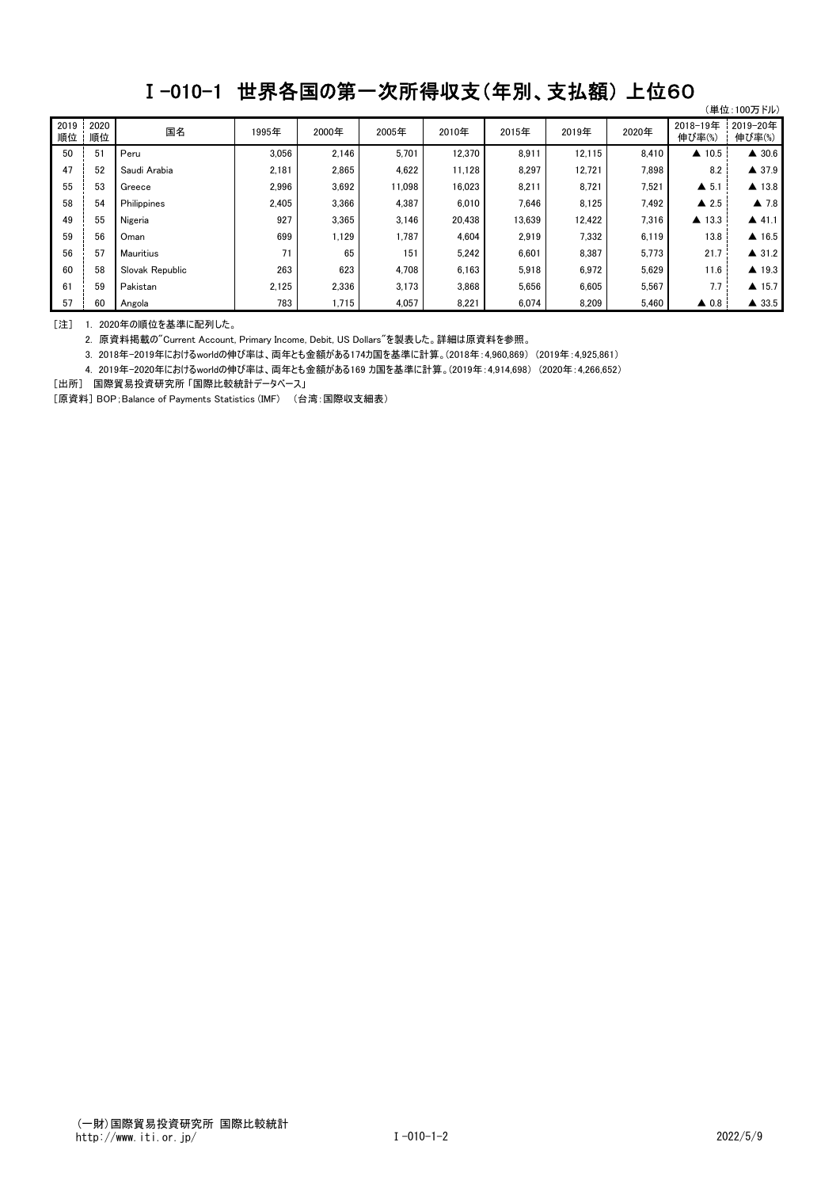# Ⅰ-010-1 世界各国の第一次所得収支(年別、支払額) 上位60

（単位:100万ドル）

| 2019順位 | 2020順位 | 国名 | 1995年 | 2000年 | 2005年 | 2010年 | 2015年 | 2019年 | 2020年 | 2018−19年伸び率(%) | 2019−20年伸び率(%) |
|---|---|---|---|---|---|---|---|---|---|---|---|
| 50 | 51 | Peru | 3,056 | 2,146 | 5,701 | 12,370 | 8,911 | 12,115 | 8,410 | ▲ 10.5 | ▲ 30.6 |
| 47 | 52 | Saudi Arabia | 2,181 | 2,865 | 4,622 | 11,128 | 8,297 | 12,721 | 7,898 | 8.2 | ▲ 37.9 |
| 55 | 53 | Greece | 2,996 | 3,692 | 11,098 | 16,023 | 8,211 | 8,721 | 7,521 | ▲ 5.1 | ▲ 13.8 |
| 58 | 54 | Philippines | 2,405 | 3,366 | 4,387 | 6,010 | 7,646 | 8,125 | 7,492 | ▲ 2.5 | ▲ 7.8 |
| 49 | 55 | Nigeria | 927 | 3,365 | 3,146 | 20,438 | 13,639 | 12,422 | 7,316 | ▲ 13.3 | ▲ 41.1 |
| 59 | 56 | Oman | 699 | 1,129 | 1,787 | 4,604 | 2,919 | 7,332 | 6,119 | 13.8 | ▲ 16.5 |
| 56 | 57 | Mauritius | 71 | 65 | 151 | 5,242 | 6,601 | 8,387 | 5,773 | 21.7 | ▲ 31.2 |
| 60 | 58 | Slovak Republic | 263 | 623 | 4,708 | 6,163 | 5,918 | 6,972 | 5,629 | 11.6 | ▲ 19.3 |
| 61 | 59 | Pakistan | 2,125 | 2,336 | 3,173 | 3,868 | 5,656 | 6,605 | 5,567 | 7.7 | ▲ 15.7 |
| 57 | 60 | Angola | 783 | 1,715 | 4,057 | 8,221 | 6,074 | 8,209 | 5,460 | ▲ 0.8 | ▲ 33.5 |

［注］ 1. 2020年の順位を基準に配列した。

2. 原資料掲載の"Current Account, Primary Income, Debit, US Dollars"を製表した。詳細は原資料を参照。

3. 2018年-2019年におけるworldの伸び率は、両年とも金額がある174カ国を基準に計算。(2018年:4,960,869) (2019年:4,925,861)

4. 2019年-2020年におけるworldの伸び率は、両年とも金額がある169 カ国を基準に計算。(2019年:4,914,698) (2020年:4,266,652)

［出所］ 国際貿易投資研究所「国際比較統計データベース」

［原資料］ BOP;Balance of Payments Statistics (IMF) （台湾:国際収支細表）

(一財)国際貿易投資研究所 国際比較統計
http://www.iti.or.jp/

2022/5/9